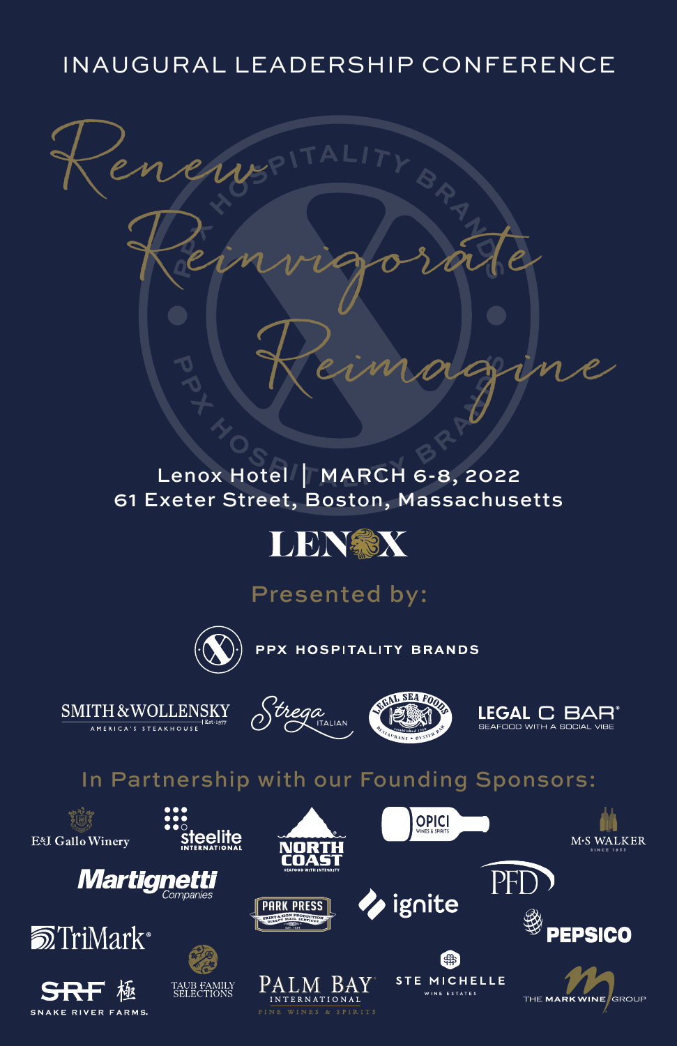# INAUGURAL LEADERSHIP CONFERENCE

*Renew*

*Reinvigorate*

*Reimagine*

Lenox Hotel | MARCH 6-8, 2022
61 Exeter Street, Boston, Massachusetts

LENOX

## Presented by:

PPX HOSPITALITY BRANDS

SMITH & WOLLENSKY — AMERICA'S STEAKHOUSE — Est. 1977

Strega ITALIAN

LEGAL SEA FOODS — RESTAURANT • OYSTER BAR

LEGAL C BAR® — SEAFOOD WITH A SOCIAL VIBE

## In Partnership with our Founding Sponsors:

- E&J Gallo Winery
- steelite INTERNATIONAL
- NORTH COAST — SEAFOOD WITH INTEGRITY
- OPICI WINES & SPIRITS
- M·S WALKER — SINCE 1933
- Martignetti Companies
- PFD
- PARK PRESS — PRINT & SIGN PRODUCTION, DIRECT MAIL SERVICES
- ignite
- TriMark®
- PEPSICO
- SRF 極 SNAKE RIVER FARMS.
- TAUB FAMILY SELECTIONS
- PALM BAY INTERNATIONAL — FINE WINES & SPIRITS
- STE MICHELLE WINE ESTATES
- THE MARK WINE GROUP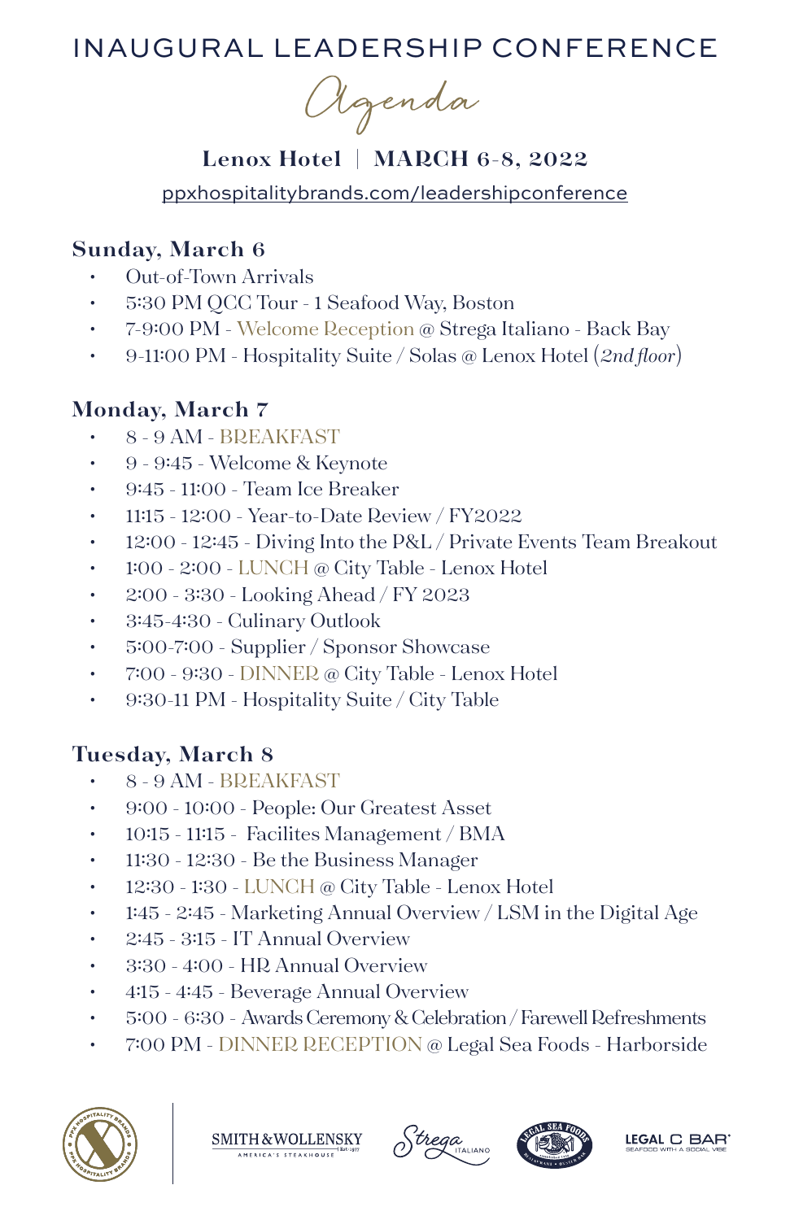# INAUGURAL LEADERSHIP CONFERENCE

## *Agenda*

**Lenox Hotel | MARCH 6-8, 2022**

ppxhospitalitybrands.com/leadershipconference

### Sunday, March 6

- Out-of-Town Arrivals
- 5:30 PM QCC Tour - 1 Seafood Way, Boston
- 7-9:00 PM - Welcome Reception @ Strega Italiano - Back Bay
- 9-11:00 PM - Hospitality Suite / Solas @ Lenox Hotel (*2nd floor*)

### Monday, March 7

- 8 - 9 AM - BREAKFAST
- 9 - 9:45 - Welcome & Keynote
- 9:45 - 11:00 - Team Ice Breaker
- 11:15 - 12:00 - Year-to-Date Review / FY2022
- 12:00 - 12:45 - Diving Into the P&L / Private Events Team Breakout
- 1:00 - 2:00 - LUNCH @ City Table - Lenox Hotel
- 2:00 - 3:30 - Looking Ahead / FY 2023
- 3:45-4:30 - Culinary Outlook
- 5:00-7:00 - Supplier / Sponsor Showcase
- 7:00 - 9:30 - DINNER @ City Table - Lenox Hotel
- 9:30-11 PM - Hospitality Suite / City Table

### Tuesday, March 8

- 8 - 9 AM - BREAKFAST
- 9:00 - 10:00 - People: Our Greatest Asset
- 10:15 - 11:15 - Facilites Management / BMA
- 11:30 - 12:30 - Be the Business Manager
- 12:30 - 1:30 - LUNCH @ City Table - Lenox Hotel
- 1:45 - 2:45 - Marketing Annual Overview / LSM in the Digital Age
- 2:45 - 3:15 - IT Annual Overview
- 3:30 - 4:00 - HR Annual Overview
- 4:15 - 4:45 - Beverage Annual Overview
- 5:00 - 6:30 - Awards Ceremony & Celebration / Farewell Refreshments
- 7:00 PM - DINNER RECEPTION @ Legal Sea Foods - Harborside

PPX HOSPITALITY BRANDS | SMITH & WOLLENSKY AMERICA'S STEAKHOUSE | Strega ITALIANO | LEGAL SEA FOODS | LEGAL C BAR SEAFOOD WITH A SOCIAL VIBE